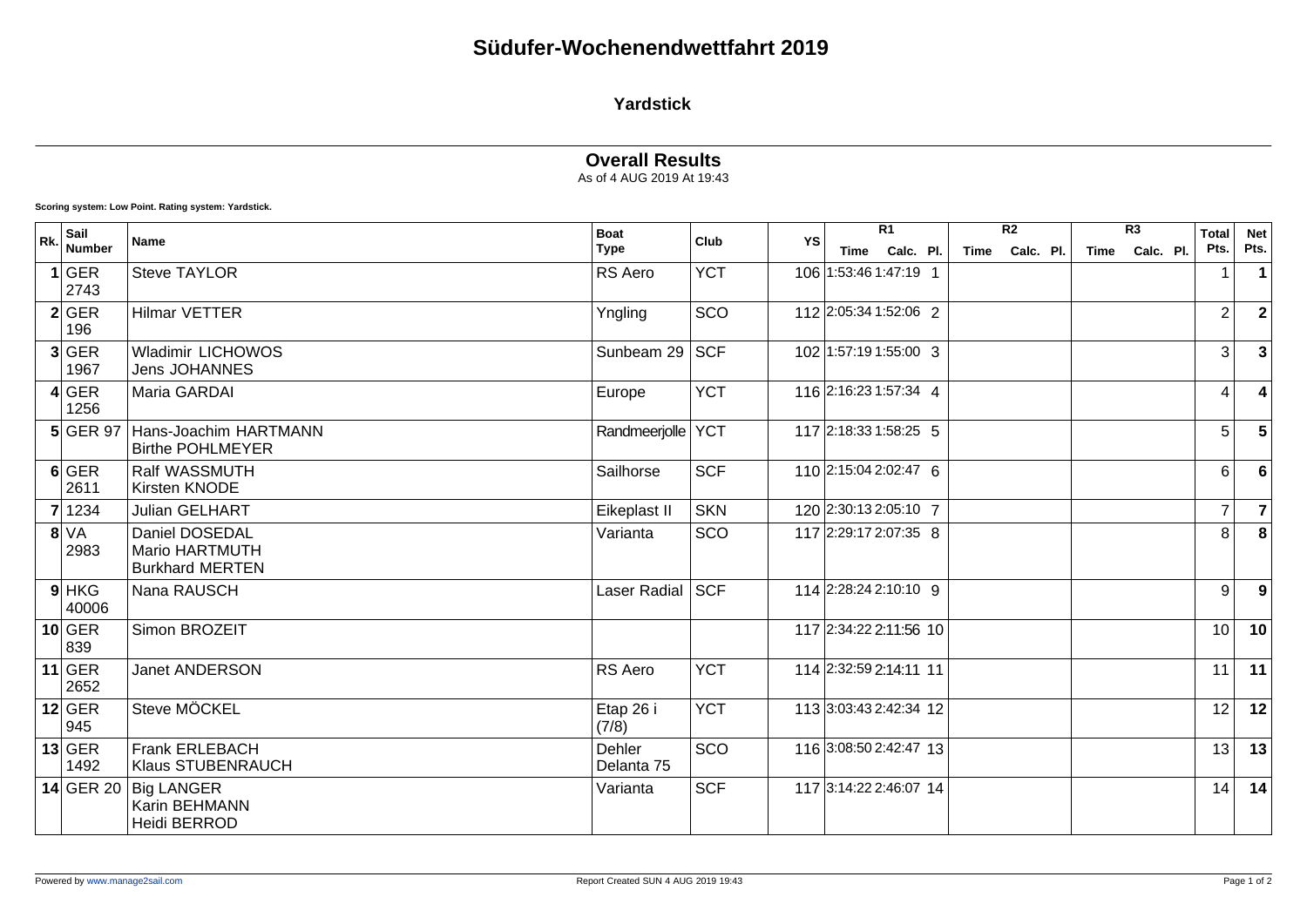# Südufer-Wochenendwettfahrt 2019

## Yardstick

### Overall Results

As of 4 AUG 2019 At 19:43

**Scoring system: Low Point. Rating system: Yardstick.**

| Rk. | Sail Number | Name | Boat Type | Club | YS | R1 | | | R2 | | | R3 | | | Total Pts. | Net Pts. |
|---|---|---|---|---|---|---|---|---|---|---|---|---|---|---|---|---|
| | | | | | | Time | Calc. | Pl. | Time | Calc. | Pl. | Time | Calc. | Pl. | | |
| **1** | GER 2743 | Steve TAYLOR | RS Aero | YCT | 106 | 1:53:46 | 1:47:19 | 1 | | | | | | | 1 | **1** |
| **2** | GER 196 | Hilmar VETTER | Yngling | SCO | 112 | 2:05:34 | 1:52:06 | 2 | | | | | | | 2 | **2** |
| **3** | GER 1967 | Wladimir LICHOWOS<br>Jens JOHANNES | Sunbeam 29 | SCF | 102 | 1:57:19 | 1:55:00 | 3 | | | | | | | 3 | **3** |
| **4** | GER 1256 | Maria GARDAI | Europe | YCT | 116 | 2:16:23 | 1:57:34 | 4 | | | | | | | 4 | **4** |
| **5** | GER 97 | Hans-Joachim HARTMANN<br>Birthe POHLMEYER | Randmeerjolle | YCT | 117 | 2:18:33 | 1:58:25 | 5 | | | | | | | 5 | **5** |
| **6** | GER 2611 | Ralf WASSMUTH<br>Kirsten KNODE | Sailhorse | SCF | 110 | 2:15:04 | 2:02:47 | 6 | | | | | | | 6 | **6** |
| **7** | 1234 | Julian GELHART | Eikeplast II | SKN | 120 | 2:30:13 | 2:05:10 | 7 | | | | | | | 7 | **7** |
| **8** | VA 2983 | Daniel DOSEDAL<br>Mario HARTMUTH<br>Burkhard MERTEN | Varianta | SCO | 117 | 2:29:17 | 2:07:35 | 8 | | | | | | | 8 | **8** |
| **9** | HKG 40006 | Nana RAUSCH | Laser Radial | SCF | 114 | 2:28:24 | 2:10:10 | 9 | | | | | | | 9 | **9** |
| **10** | GER 839 | Simon BROZEIT | | | 117 | 2:34:22 | 2:11:56 | 10 | | | | | | | 10 | **10** |
| **11** | GER 2652 | Janet ANDERSON | RS Aero | YCT | 114 | 2:32:59 | 2:14:11 | 11 | | | | | | | 11 | **11** |
| **12** | GER 945 | Steve MÖCKEL | Etap 26 i (7/8) | YCT | 113 | 3:03:43 | 2:42:34 | 12 | | | | | | | 12 | **12** |
| **13** | GER 1492 | Frank ERLEBACH<br>Klaus STUBENRAUCH | Dehler Delanta 75 | SCO | 116 | 3:08:50 | 2:42:47 | 13 | | | | | | | 13 | **13** |
| **14** | GER 20 | Big LANGER<br>Karin BEHMANN<br>Heidi BERROD | Varianta | SCF | 117 | 3:14:22 | 2:46:07 | 14 | | | | | | | 14 | **14** |

Powered by www.manage2sail.com    Report Created SUN 4 AUG 2019 19:43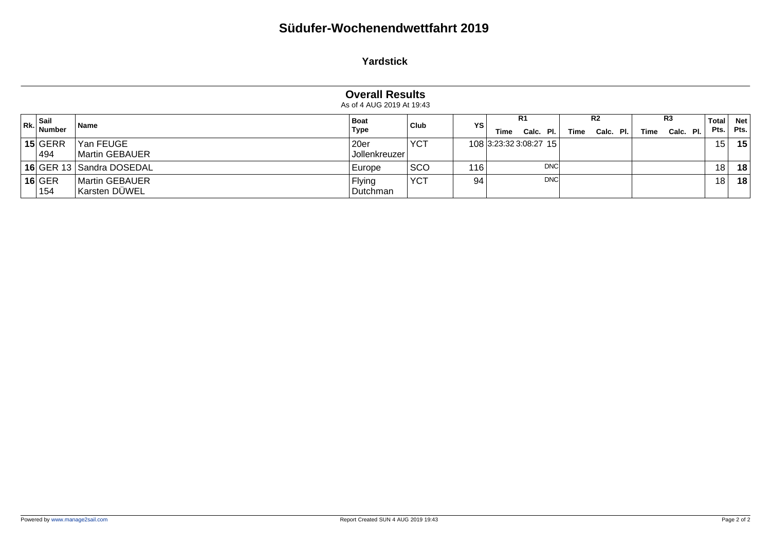# Südufer-Wochenendwettfahrt 2019

## Yardstick

### Overall Results

As of 4 AUG 2019 At 19:43

| Rk. | Sail Number | Name | Boat Type | Club | YS | R1 | | | R2 | | | R3 | | | Total Pts. | Net Pts. |
|---|---|---|---|---|---|---|---|---|---|---|---|---|---|---|---|---|
| | | | | | | Time | Calc. | Pl. | Time | Calc. | Pl. | Time | Calc. | Pl. | | |
| **15** | GERR 494 | Yan FEUGE<br>Martin GEBAUER | 20er Jollenkreuzer | YCT | 108 | 3:23:32 | 3:08:27 | 15 | | | | | | | 15 | **15** |
| **16** | GER 13 | Sandra DOSEDAL | Europe | SCO | 116 | | | DNC | | | | | | | 18 | **18** |
| **16** | GER 154 | Martin GEBAUER<br>Karsten DÜWEL | Flying Dutchman | YCT | 94 | | | DNC | | | | | | | 18 | **18** |

Powered by www.manage2sail.com

Report Created SUN 4 AUG 2019 19:43